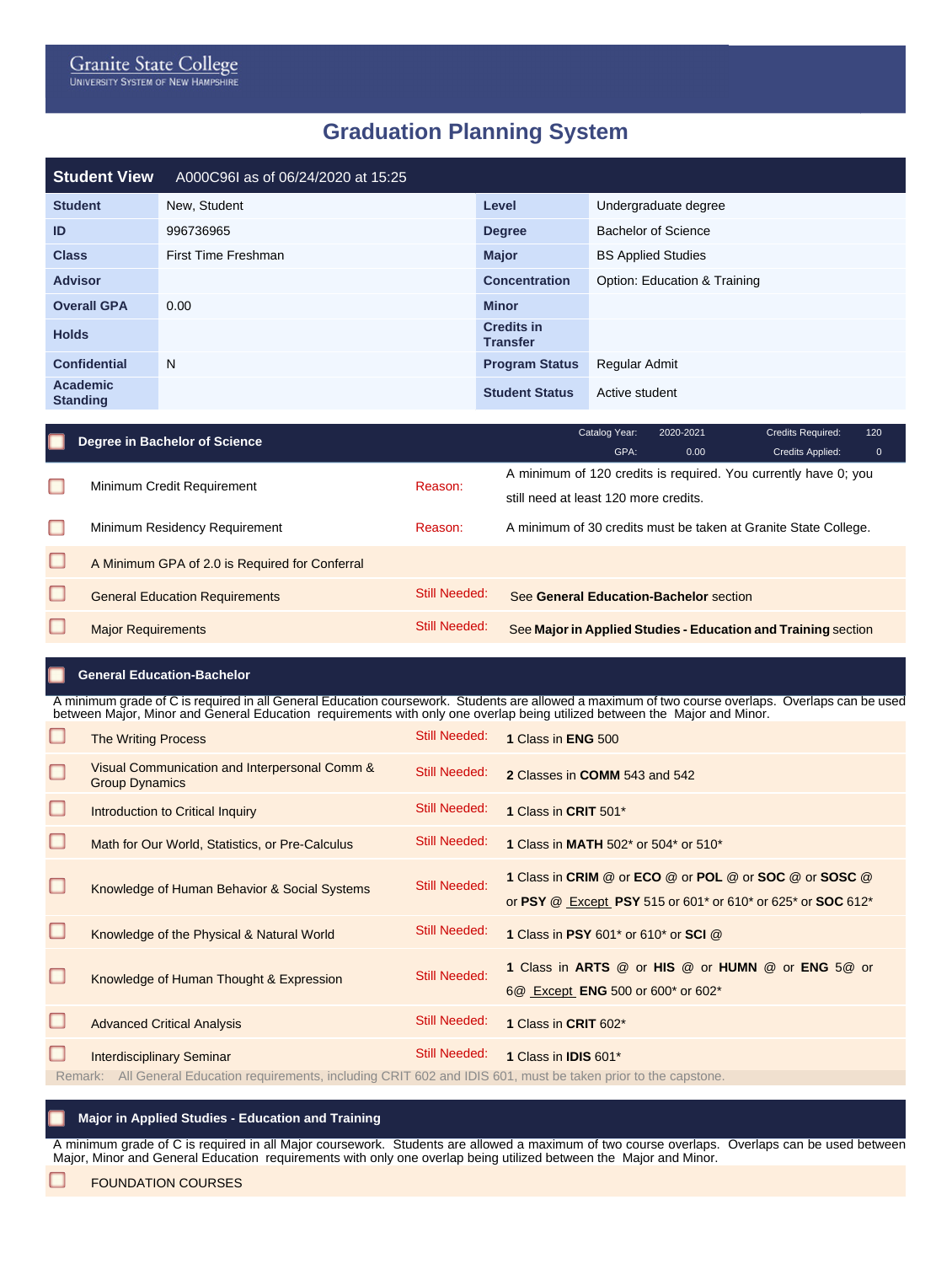Granite State College
UNIVERSITY SYSTEM OF NEW HAMPSHIRE

# Graduation Planning System

**Student View** A000C96I as of 06/24/2020 at 15:25

| | | | |
|---|---|---|---|
| **Student** | New, Student | **Level** | Undergraduate degree |
| **ID** | 996736965 | **Degree** | Bachelor of Science |
| **Class** | First Time Freshman | **Major** | BS Applied Studies |
| **Advisor** | | **Concentration** | Option: Education & Training |
| **Overall GPA** | 0.00 | **Minor** | |
| **Holds** | | **Credits in Transfer** | |
| **Confidential** | N | **Program Status** | Regular Admit |
| **Academic Standing** | | **Student Status** | Active student |

## Degree in Bachelor of Science

Catalog Year: 2020-2021 | Credits Required: 120
GPA: 0.00 | Credits Applied: 0

| Requirement | | |
|---|---|---|
| Minimum Credit Requirement | Reason: | A minimum of 120 credits is required. You currently have 0; you still need at least 120 more credits. |
| Minimum Residency Requirement | Reason: | A minimum of 30 credits must be taken at Granite State College. |
| A Minimum GPA of 2.0 is Required for Conferral | | |
| General Education Requirements | Still Needed: | See **General Education-Bachelor** section |
| Major Requirements | Still Needed: | See **Major in Applied Studies - Education and Training** section |

## General Education-Bachelor

A minimum grade of C is required in all General Education coursework. Students are allowed a maximum of two course overlaps. Overlaps can be used between Major, Minor and General Education requirements with only one overlap being utilized between the Major and Minor.

| Requirement | | |
|---|---|---|
| The Writing Process | Still Needed: | **1** Class in **ENG** 500 |
| Visual Communication and Interpersonal Comm & Group Dynamics | Still Needed: | **2** Classes in **COMM** 543 and 542 |
| Introduction to Critical Inquiry | Still Needed: | **1** Class in **CRIT** 501* |
| Math for Our World, Statistics, or Pre-Calculus | Still Needed: | **1** Class in **MATH** 502* or 504* or 510* |
| Knowledge of Human Behavior & Social Systems | Still Needed: | **1** Class in **CRIM** @ or **ECO** @ or **POL** @ or **SOC** @ or **SOSC** @ or **PSY** @ Except **PSY** 515 or 601* or 610* or 625* or **SOC** 612* |
| Knowledge of the Physical & Natural World | Still Needed: | **1** Class in **PSY** 601* or 610* or **SCI** @ |
| Knowledge of Human Thought & Expression | Still Needed: | **1** Class in **ARTS** @ or **HIS** @ or **HUMN** @ or **ENG** 5@ or 6@ Except **ENG** 500 or 600* or 602* |
| Advanced Critical Analysis | Still Needed: | **1** Class in **CRIT** 602* |
| Interdisciplinary Seminar | Still Needed: | **1** Class in **IDIS** 601* |

Remark: All General Education requirements, including CRIT 602 and IDIS 601, must be taken prior to the capstone.

## Major in Applied Studies - Education and Training

A minimum grade of C is required in all Major coursework. Students are allowed a maximum of two course overlaps. Overlaps can be used between Major, Minor and General Education requirements with only one overlap being utilized between the Major and Minor.

FOUNDATION COURSES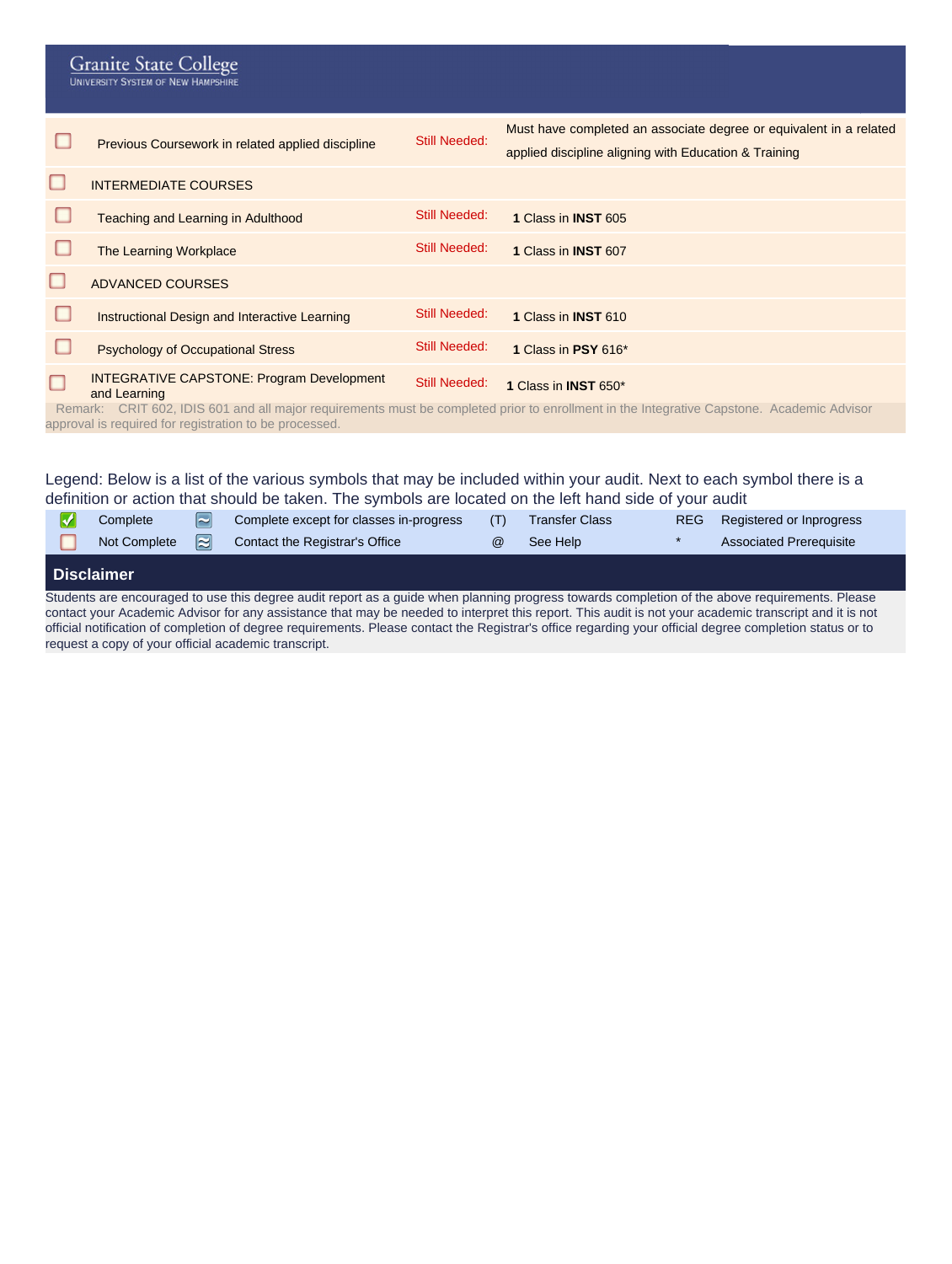Granite State College
University System of New Hampshire

| | | | |
|---|---|---|---|
| ☐ | Previous Coursework in related applied discipline | Still Needed: | Must have completed an associate degree or equivalent in a related applied discipline aligning with Education & Training |
| ☐ | INTERMEDIATE COURSES | | |
| ☐ | Teaching and Learning in Adulthood | Still Needed: | **1** Class in **INST** 605 |
| ☐ | The Learning Workplace | Still Needed: | **1** Class in **INST** 607 |
| ☐ | ADVANCED COURSES | | |
| ☐ | Instructional Design and Interactive Learning | Still Needed: | **1** Class in **INST** 610 |
| ☐ | Psychology of Occupational Stress | Still Needed: | **1** Class in **PSY** 616* |
| ☐ | INTEGRATIVE CAPSTONE: Program Development and Learning | Still Needed: | **1** Class in **INST** 650* |

Remark: CRIT 602, IDIS 601 and all major requirements must be completed prior to enrollment in the Integrative Capstone. Academic Advisor approval is required for registration to be processed.

Legend: Below is a list of the various symbols that may be included within your audit. Next to each symbol there is a definition or action that should be taken. The symbols are located on the left hand side of your audit

| | | | | | | | |
|---|---|---|---|---|---|---|---|
| ☑ | Complete | ≈ | Complete except for classes in-progress | (T) | Transfer Class | REG | Registered or Inprogress |
| ☐ | Not Complete | ≈ | Contact the Registrar's Office | @ | See Help | * | Associated Prerequisite |

## Disclaimer

Students are encouraged to use this degree audit report as a guide when planning progress towards completion of the above requirements. Please contact your Academic Advisor for any assistance that may be needed to interpret this report. This audit is not your academic transcript and it is not official notification of completion of degree requirements. Please contact the Registrar's office regarding your official degree completion status or to request a copy of your official academic transcript.